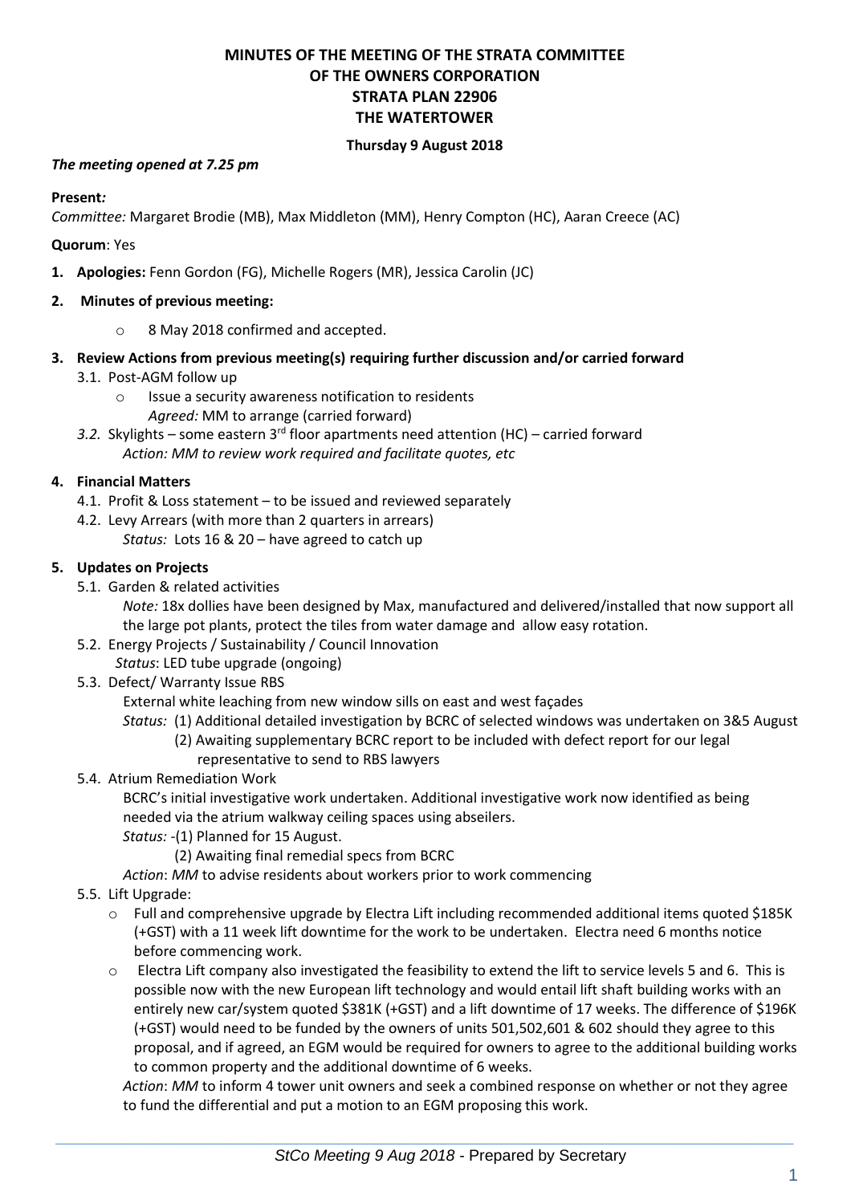# MINUTES OF THE MEETING OF THE STRATA COMMITTEE
# OF THE OWNERS CORPORATION
# STRATA PLAN 22906
# THE WATERTOWER

**Thursday 9 August 2018**

***The meeting opened at 7.25 pm***

**Present*:***
*Committee:* Margaret Brodie (MB), Max Middleton (MM), Henry Compton (HC), Aaran Creece (AC)

**Quorum**: Yes

1. **Apologies:** Fenn Gordon (FG), Michelle Rogers (MR), Jessica Carolin (JC)

2. **Minutes of previous meeting:**
   - 8 May 2018 confirmed and accepted.

3. **Review Actions from previous meeting(s) requiring further discussion and/or carried forward**
   - 3.1. Post-AGM follow up
     - Issue a security awareness notification to residents
       *Agreed:* MM to arrange (carried forward)
   - *3.2.* Skylights – some eastern 3rd floor apartments need attention (HC) – carried forward
     *Action: MM to review work required and facilitate quotes, etc*

4. **Financial Matters**
   - 4.1. Profit & Loss statement – to be issued and reviewed separately
   - 4.2. Levy Arrears (with more than 2 quarters in arrears)
     *Status:* Lots 16 & 20 – have agreed to catch up

5. **Updates on Projects**
   - 5.1. Garden & related activities
     *Note:* 18x dollies have been designed by Max, manufactured and delivered/installed that now support all the large pot plants, protect the tiles from water damage and allow easy rotation.
   - 5.2. Energy Projects / Sustainability / Council Innovation
     *Status*: LED tube upgrade (ongoing)
   - 5.3. Defect/ Warranty Issue RBS
     External white leaching from new window sills on east and west façades
     *Status:* (1) Additional detailed investigation by BCRC of selected windows was undertaken on 3&5 August
     (2) Awaiting supplementary BCRC report to be included with defect report for our legal representative to send to RBS lawyers
   - 5.4. Atrium Remediation Work
     BCRC's initial investigative work undertaken. Additional investigative work now identified as being needed via the atrium walkway ceiling spaces using abseilers.
     *Status:* -(1) Planned for 15 August.
     (2) Awaiting final remedial specs from BCRC
     *Action*: *MM* to advise residents about workers prior to work commencing
   - 5.5. Lift Upgrade:
     - Full and comprehensive upgrade by Electra Lift including recommended additional items quoted $185K (+GST) with a 11 week lift downtime for the work to be undertaken. Electra need 6 months notice before commencing work.
     - Electra Lift company also investigated the feasibility to extend the lift to service levels 5 and 6. This is possible now with the new European lift technology and would entail lift shaft building works with an entirely new car/system quoted $381K (+GST) and a lift downtime of 17 weeks. The difference of $196K (+GST) would need to be funded by the owners of units 501,502,601 & 602 should they agree to this proposal, and if agreed, an EGM would be required for owners to agree to the additional building works to common property and the additional downtime of 6 weeks.

     *Action*: *MM* to inform 4 tower unit owners and seek a combined response on whether or not they agree to fund the differential and put a motion to an EGM proposing this work.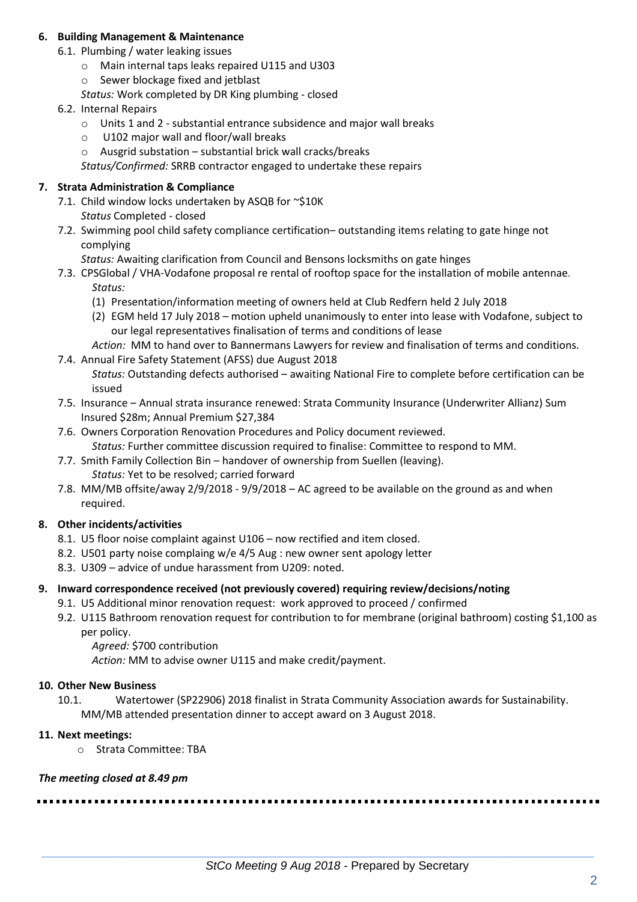**6. Building Management & Maintenance**

6.1. Plumbing / water leaking issues

- Main internal taps leaks repaired U115 and U303
- Sewer blockage fixed and jetblast

*Status:* Work completed by DR King plumbing - closed

6.2. Internal Repairs

- Units 1 and 2 - substantial entrance subsidence and major wall breaks
- U102 major wall and floor/wall breaks
- Ausgrid substation – substantial brick wall cracks/breaks

*Status/Confirmed:* SRRB contractor engaged to undertake these repairs

**7. Strata Administration & Compliance**

7.1. Child window locks undertaken by ASQB for ~$10K

*Status* Completed - closed

7.2. Swimming pool child safety compliance certification– outstanding items relating to gate hinge not complying

*Status:* Awaiting clarification from Council and Bensons locksmiths on gate hinges

7.3. CPSGlobal / VHA-Vodafone proposal re rental of rooftop space for the installation of mobile antennae.

*Status:*

(1) Presentation/information meeting of owners held at Club Redfern held 2 July 2018

(2) EGM held 17 July 2018 – motion upheld unanimously to enter into lease with Vodafone, subject to our legal representatives finalisation of terms and conditions of lease

*Action:* MM to hand over to Bannermans Lawyers for review and finalisation of terms and conditions.

7.4. Annual Fire Safety Statement (AFSS) due August 2018

*Status:* Outstanding defects authorised – awaiting National Fire to complete before certification can be issued

7.5. Insurance – Annual strata insurance renewed: Strata Community Insurance (Underwriter Allianz) Sum Insured $28m; Annual Premium $27,384

7.6. Owners Corporation Renovation Procedures and Policy document reviewed.

*Status:* Further committee discussion required to finalise: Committee to respond to MM.

7.7. Smith Family Collection Bin – handover of ownership from Suellen (leaving).

*Status:* Yet to be resolved; carried forward

7.8. MM/MB offsite/away 2/9/2018 - 9/9/2018 – AC agreed to be available on the ground as and when required.

**8. Other incidents/activities**

8.1. U5 floor noise complaint against U106 – now rectified and item closed.

8.2. U501 party noise complaing w/e 4/5 Aug : new owner sent apology letter

8.3. U309 – advice of undue harassment from U209: noted.

**9. Inward correspondence received (not previously covered) requiring review/decisions/noting**

9.1. U5 Additional minor renovation request: work approved to proceed / confirmed

9.2. U115 Bathroom renovation request for contribution to for membrane (original bathroom) costing $1,100 as per policy.

*Agreed:* $700 contribution

*Action:* MM to advise owner U115 and make credit/payment.

**10. Other New Business**

10.1. Watertower (SP22906) 2018 finalist in Strata Community Association awards for Sustainability. MM/MB attended presentation dinner to accept award on 3 August 2018.

**11. Next meetings:**

- Strata Committee: TBA

***The meeting closed at 8.49 pm***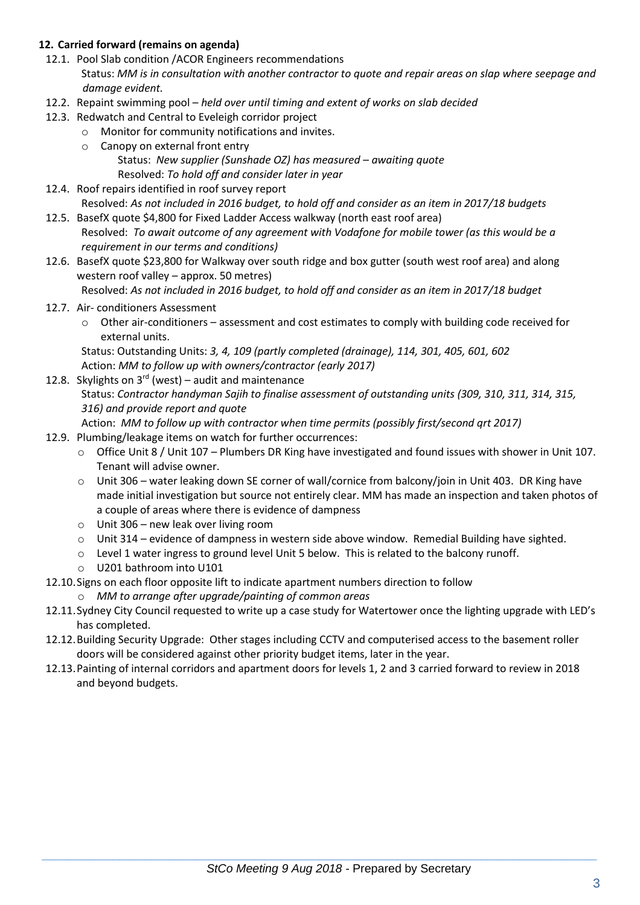**12. Carried forward (remains on agenda)**

12.1. Pool Slab condition /ACOR Engineers recommendations
Status: *MM is in consultation with another contractor to quote and repair areas on slap where seepage and damage evident.*

12.2. Repaint swimming pool – *held over until timing and extent of works on slab decided*

12.3. Redwatch and Central to Eveleigh corridor project

- Monitor for community notifications and invites.
- Canopy on external front entry
  Status: *New supplier (Sunshade OZ) has measured – awaiting quote*
  Resolved: *To hold off and consider later in year*

12.4. Roof repairs identified in roof survey report
Resolved: *As not included in 2016 budget, to hold off and consider as an item in 2017/18 budgets*

12.5. BasefX quote $4,800 for Fixed Ladder Access walkway (north east roof area)
Resolved: *To await outcome of any agreement with Vodafone for mobile tower (as this would be a requirement in our terms and conditions)*

12.6. BasefX quote $23,800 for Walkway over south ridge and box gutter (south west roof area) and along western roof valley – approx. 50 metres)
Resolved: *As not included in 2016 budget, to hold off and consider as an item in 2017/18 budget*

12.7. Air- conditioners Assessment

- Other air-conditioners – assessment and cost estimates to comply with building code received for external units.

Status: Outstanding Units: *3, 4, 109 (partly completed (drainage), 114, 301, 405, 601, 602*
Action: *MM to follow up with owners/contractor (early 2017)*

12.8. Skylights on 3rd (west) – audit and maintenance
Status: *Contractor handyman Sajih to finalise assessment of outstanding units (309, 310, 311, 314, 315, 316) and provide report and quote*
Action: *MM to follow up with contractor when time permits (possibly first/second qrt 2017)*

12.9. Plumbing/leakage items on watch for further occurrences:

- Office Unit 8 / Unit 107 – Plumbers DR King have investigated and found issues with shower in Unit 107. Tenant will advise owner.
- Unit 306 – water leaking down SE corner of wall/cornice from balcony/join in Unit 403. DR King have made initial investigation but source not entirely clear. MM has made an inspection and taken photos of a couple of areas where there is evidence of dampness
- Unit 306 – new leak over living room
- Unit 314 – evidence of dampness in western side above window. Remedial Building have sighted.
- Level 1 water ingress to ground level Unit 5 below. This is related to the balcony runoff.
- U201 bathroom into U101

12.10. Signs on each floor opposite lift to indicate apartment numbers direction to follow

- *MM to arrange after upgrade/painting of common areas*

12.11. Sydney City Council requested to write up a case study for Watertower once the lighting upgrade with LED's has completed.

12.12. Building Security Upgrade: Other stages including CCTV and computerised access to the basement roller doors will be considered against other priority budget items, later in the year.

12.13. Painting of internal corridors and apartment doors for levels 1, 2 and 3 carried forward to review in 2018 and beyond budgets.